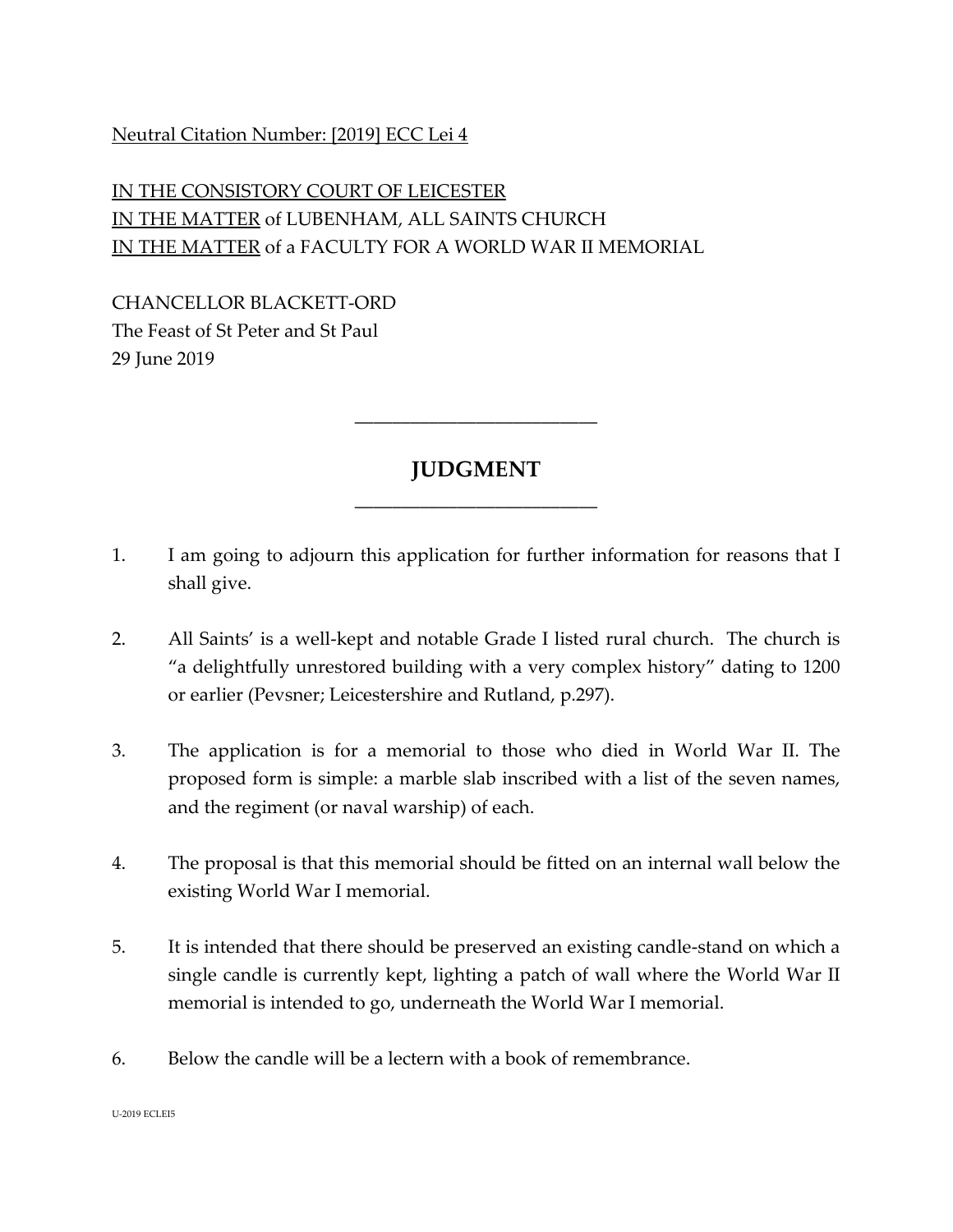Neutral Citation Number: [2019] ECC Lei 4

IN THE CONSISTORY COURT OF LEICESTER
IN THE MATTER of LUBENHAM, ALL SAINTS CHURCH
IN THE MATTER of a FACULTY FOR A WORLD WAR II MEMORIAL

CHANCELLOR BLACKETT-ORD
The Feast of St Peter and St Paul
29 June 2019

---

# JUDGMENT

---

1. I am going to adjourn this application for further information for reasons that I shall give.

2. All Saints' is a well-kept and notable Grade I listed rural church. The church is "a delightfully unrestored building with a very complex history" dating to 1200 or earlier (Pevsner; Leicestershire and Rutland, p.297).

3. The application is for a memorial to those who died in World War II. The proposed form is simple: a marble slab inscribed with a list of the seven names, and the regiment (or naval warship) of each.

4. The proposal is that this memorial should be fitted on an internal wall below the existing World War I memorial.

5. It is intended that there should be preserved an existing candle-stand on which a single candle is currently kept, lighting a patch of wall where the World War II memorial is intended to go, underneath the World War I memorial.

6. Below the candle will be a lectern with a book of remembrance.

U-2019 ECLEI5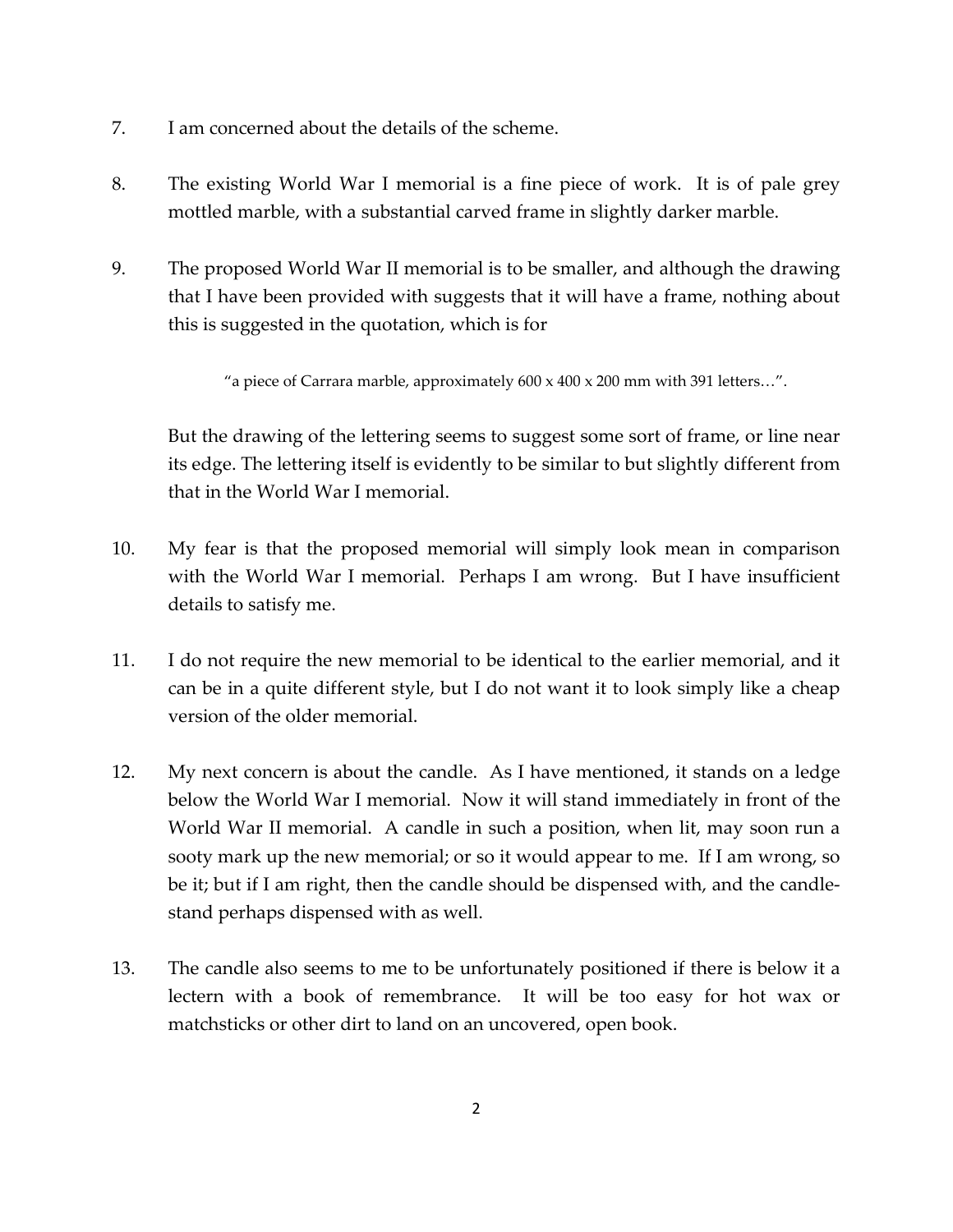7. I am concerned about the details of the scheme.

8. The existing World War I memorial is a fine piece of work. It is of pale grey mottled marble, with a substantial carved frame in slightly darker marble.

9. The proposed World War II memorial is to be smaller, and although the drawing that I have been provided with suggests that it will have a frame, nothing about this is suggested in the quotation, which is for

   > "a piece of Carrara marble, approximately 600 x 400 x 200 mm with 391 letters…".

   But the drawing of the lettering seems to suggest some sort of frame, or line near its edge. The lettering itself is evidently to be similar to but slightly different from that in the World War I memorial.

10. My fear is that the proposed memorial will simply look mean in comparison with the World War I memorial. Perhaps I am wrong. But I have insufficient details to satisfy me.

11. I do not require the new memorial to be identical to the earlier memorial, and it can be in a quite different style, but I do not want it to look simply like a cheap version of the older memorial.

12. My next concern is about the candle. As I have mentioned, it stands on a ledge below the World War I memorial. Now it will stand immediately in front of the World War II memorial. A candle in such a position, when lit, may soon run a sooty mark up the new memorial; or so it would appear to me. If I am wrong, so be it; but if I am right, then the candle should be dispensed with, and the candle-stand perhaps dispensed with as well.

13. The candle also seems to me to be unfortunately positioned if there is below it a lectern with a book of remembrance. It will be too easy for hot wax or matchsticks or other dirt to land on an uncovered, open book.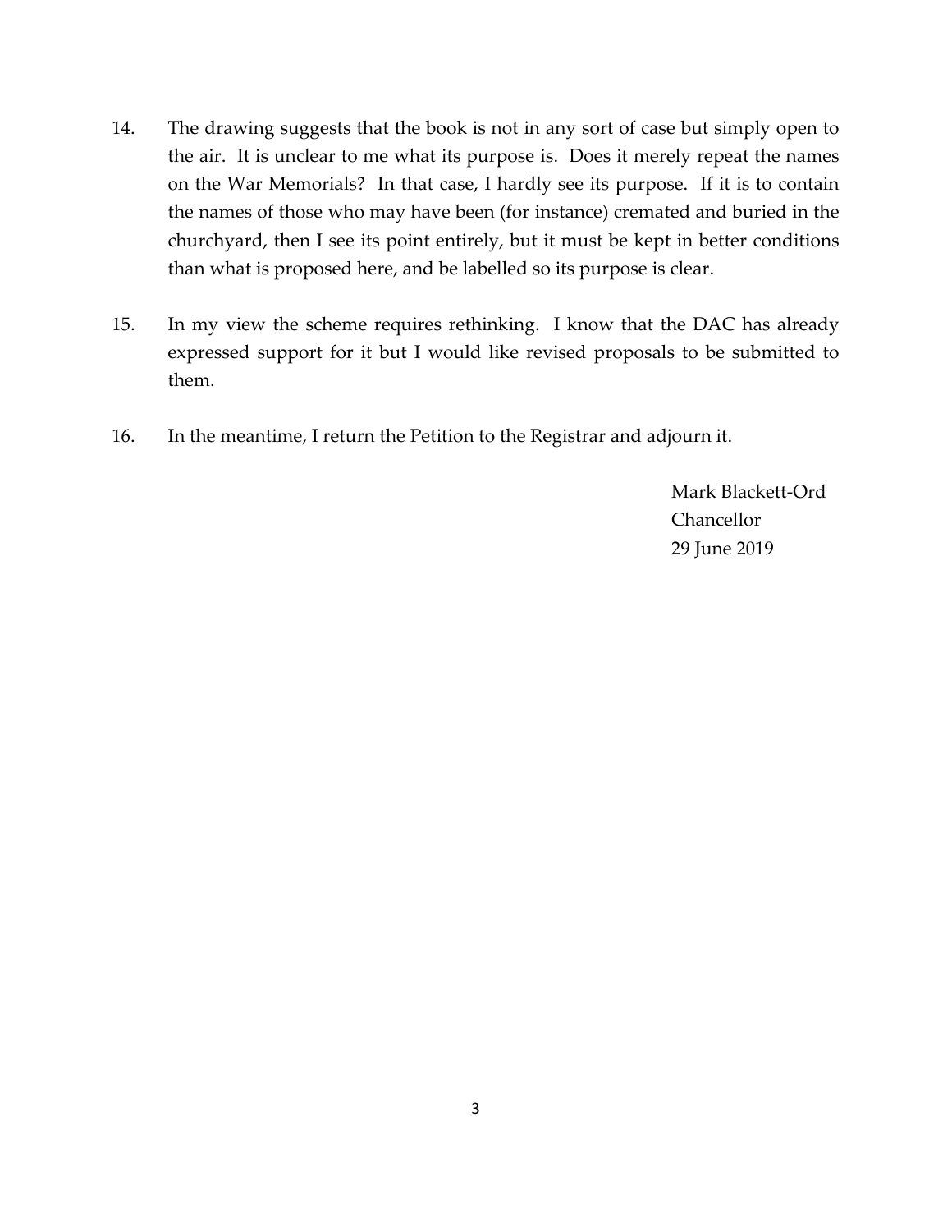14. The drawing suggests that the book is not in any sort of case but simply open to the air. It is unclear to me what its purpose is. Does it merely repeat the names on the War Memorials? In that case, I hardly see its purpose. If it is to contain the names of those who may have been (for instance) cremated and buried in the churchyard, then I see its point entirely, but it must be kept in better conditions than what is proposed here, and be labelled so its purpose is clear.

15. In my view the scheme requires rethinking. I know that the DAC has already expressed support for it but I would like revised proposals to be submitted to them.

16. In the meantime, I return the Petition to the Registrar and adjourn it.

Mark Blackett-Ord
Chancellor
29 June 2019